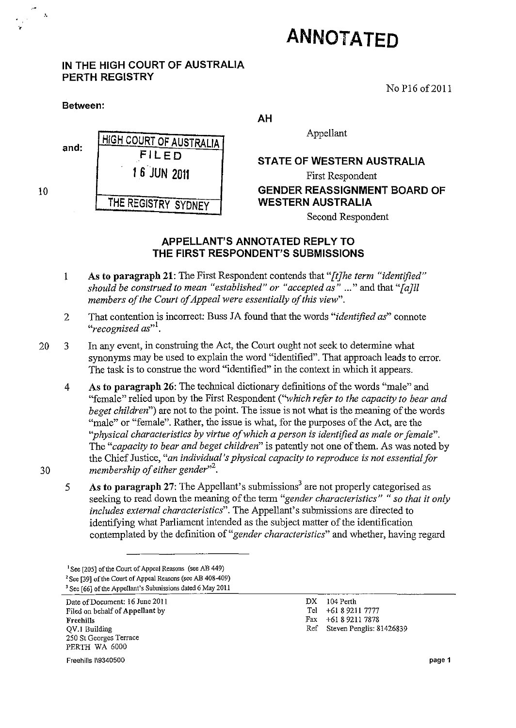# ANNOTATED

**IN THE HIGH COURT OF AUSTRALIA**
**PERTH REGISTRY**

No P16 of 2011

**Between:**

**AH**

Appellant

**and:**

HIGH COURT OF AUSTRALIA
FILED
16 JUN 2011
THE REGISTRY SYDNEY

**STATE OF WESTERN AUSTRALIA**

First Respondent

**GENDER REASSIGNMENT BOARD OF WESTERN AUSTRALIA**

Second Respondent

## APPELLANT'S ANNOTATED REPLY TO THE FIRST RESPONDENT'S SUBMISSIONS

1 **As to paragraph 21:** The First Respondent contends that *"[t]he term "identified" should be construed to mean "established" or "accepted as" ..."* and that *"[a]ll members of the Court of Appeal were essentially of this view"*.

2 That contention is incorrect: Buss JA found that the words *"identified as"* connote *"recognised as"*[1].

3 In any event, in construing the Act, the Court ought not seek to determine what synonyms may be used to explain the word "identified". That approach leads to error. The task is to construe the word "identified" in the context in which it appears.

4 **As to paragraph 26:** The technical dictionary definitions of the words "male" and "female" relied upon by the First Respondent (*"which refer to the capacity to bear and beget children"*) are not to the point. The issue is not what is the meaning of the words "male" or "female". Rather, the issue is what, for the purposes of the Act, are the *"physical characteristics by virtue of which a person is identified as male or female"*. The *"capacity to bear and beget children"* is patently not one of them. As was noted by the Chief Justice, *"an individual's physical capacity to reproduce is not essential for membership of either gender"*[2].

5 **As to paragraph 27:** The Appellant's submissions[3] are not properly categorised as seeking to read down the meaning of the term *"gender characteristics" " so that it only includes external characteristics"*. The Appellant's submissions are directed to identifying what Parliament intended as the subject matter of the identification contemplated by the definition of *"gender characteristics"* and whether, having regard

---

[1] See [205] of the Court of Appeal Reasons (see AB 449)

[2] See [39] of the Court of Appeal Reasons (see AB 408-409)

[3] See [66] of the Appellant's Submissions dated 6 May 2011

Date of Document: 16 June 2011
Filed on behalf of Appellant by
Freehills
QV.1 Building
250 St Georges Terrace
PERTH WA 6000

DX 104 Perth
Tel +61 8 9211 7777
Fax +61 8 9211 7878
Ref Steven Penglis: 81426839

Freehills I\9340500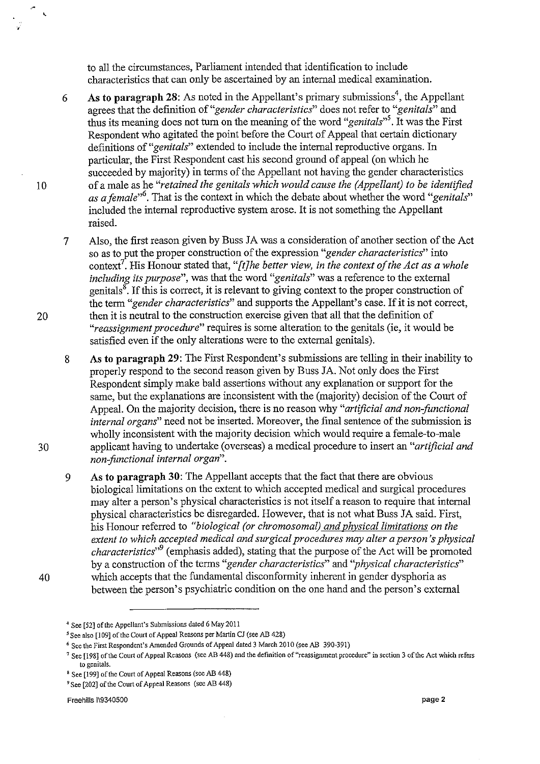to all the circumstances, Parliament intended that identification to include characteristics that can only be ascertained by an internal medical examination.

6 **As to paragraph 28**: As noted in the Appellant's primary submissions[4], the Appellant agrees that the definition of *"gender characteristics"* does not refer to *"genitals"* and thus its meaning does not turn on the meaning of the word *"genitals"*[5]. It was the First Respondent who agitated the point before the Court of Appeal that certain dictionary definitions of *"genitals"* extended to include the internal reproductive organs. In particular, the First Respondent cast his second ground of appeal (on which he succeeded by majority) in terms of the Appellant not having the gender characteristics of a male as he *"retained the genitals which would cause the (Appellant) to be identified as a female"*[6]. That is the context in which the debate about whether the word *"genitals"* included the internal reproductive system arose. It is not something the Appellant raised.

7 Also, the first reason given by Buss JA was a consideration of another section of the Act so as to put the proper construction of the expression *"gender characteristics"* into context[7]. His Honour stated that, *"[t]he better view, in the context of the Act as a whole including its purpose"*, was that the word *"genitals"* was a reference to the external genitals[8]. If this is correct, it is relevant to giving context to the proper construction of the term *"gender characteristics"* and supports the Appellant's case. If it is not correct, then it is neutral to the construction exercise given that all that the definition of *"reassignment procedure"* requires is some alteration to the genitals (ie, it would be satisfied even if the only alterations were to the external genitals).

8 **As to paragraph 29**: The First Respondent's submissions are telling in their inability to properly respond to the second reason given by Buss JA. Not only does the First Respondent simply make bald assertions without any explanation or support for the same, but the explanations are inconsistent with the (majority) decision of the Court of Appeal. On the majority decision, there is no reason why *"artificial and non-functional internal organs"* need not be inserted. Moreover, the final sentence of the submission is wholly inconsistent with the majority decision which would require a female-to-male applicant having to undertake (overseas) a medical procedure to insert an *"artificial and non-functional internal organ"*.

9 **As to paragraph 30**: The Appellant accepts that the fact that there are obvious biological limitations on the extent to which accepted medical and surgical procedures may alter a person's physical characteristics is not itself a reason to require that internal physical characteristics be disregarded. However, that is not what Buss JA said. First, his Honour referred to *"biological (or chromosomal) and physical limitations on the extent to which accepted medical and surgical procedures may alter a person's physical characteristics"*[9] (emphasis added), stating that the purpose of the Act will be promoted by a construction of the terms *"gender characteristics"* and *"physical characteristics"* which accepts that the fundamental disconformity inherent in gender dysphoria as between the person's psychiatric condition on the one hand and the person's external

---

[4] See [52] of the Appellant's Submissions dated 6 May 2011

[5] See also [109] of the Court of Appeal Reasons per Martin CJ (see AB 428)

[6] See the First Respondent's Amended Grounds of Appeal dated 3 March 2010 (see AB 390-391)

[7] See [198] of the Court of Appeal Reasons (see AB 448) and the definition of "reassignment procedure" in section 3 of the Act which refers to genitals.

[8] See [199] of the Court of Appeal Reasons (see AB 448)

[9] See [202] of the Court of Appeal Reasons (see AB 448)

Freehills I\9340500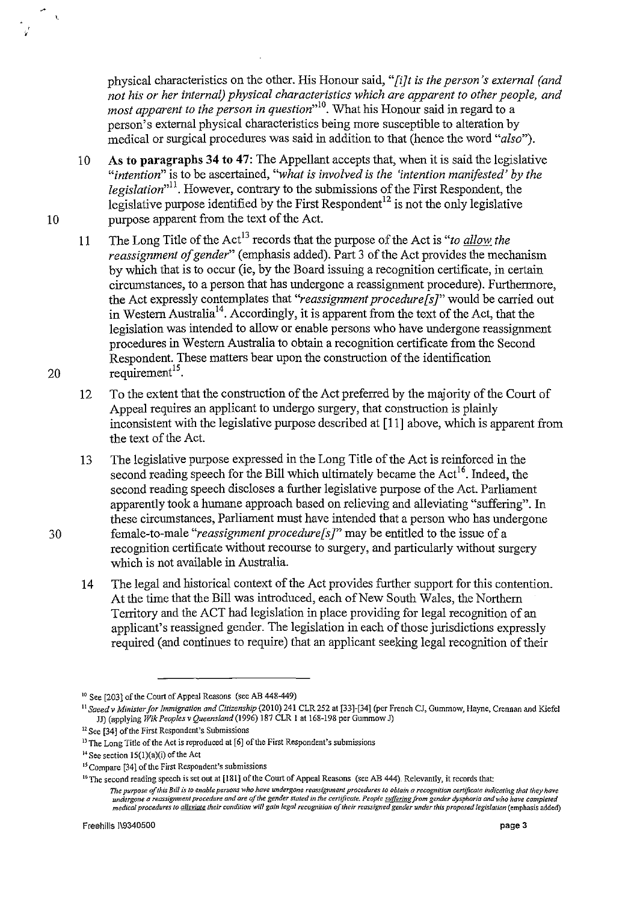physical characteristics on the other. His Honour said, *"[i]t is the person's external (and not his or her internal) physical characteristics which are apparent to other people, and most apparent to the person in question"*[10]. What his Honour said in regard to a person's external physical characteristics being more susceptible to alteration by medical or surgical procedures was said in addition to that (hence the word *"also"*).

10 **As to paragraphs 34 to 47:** The Appellant accepts that, when it is said the legislative *"intention"* is to be ascertained, *"what is involved is the 'intention manifested' by the legislation"*[11]. However, contrary to the submissions of the First Respondent, the legislative purpose identified by the First Respondent[12] is not the only legislative purpose apparent from the text of the Act.

11 The Long Title of the Act[13] records that the purpose of the Act is *"to allow the reassignment of gender"* (emphasis added). Part 3 of the Act provides the mechanism by which that is to occur (ie, by the Board issuing a recognition certificate, in certain circumstances, to a person that has undergone a reassignment procedure). Furthermore, the Act expressly contemplates that *"reassignment procedure[s]"* would be carried out in Western Australia[14]. Accordingly, it is apparent from the text of the Act, that the legislation was intended to allow or enable persons who have undergone reassignment procedures in Western Australia to obtain a recognition certificate from the Second Respondent. These matters bear upon the construction of the identification requirement[15].

12 To the extent that the construction of the Act preferred by the majority of the Court of Appeal requires an applicant to undergo surgery, that construction is plainly inconsistent with the legislative purpose described at [11] above, which is apparent from the text of the Act.

13 The legislative purpose expressed in the Long Title of the Act is reinforced in the second reading speech for the Bill which ultimately became the Act[16]. Indeed, the second reading speech discloses a further legislative purpose of the Act. Parliament apparently took a humane approach based on relieving and alleviating "suffering". In these circumstances, Parliament must have intended that a person who has undergone female-to-male *"reassignment procedure[s]"* may be entitled to the issue of a recognition certificate without recourse to surgery, and particularly without surgery which is not available in Australia.

14 The legal and historical context of the Act provides further support for this contention. At the time that the Bill was introduced, each of New South Wales, the Northern Territory and the ACT had legislation in place providing for legal recognition of an applicant's reassigned gender. The legislation in each of those jurisdictions expressly required (and continues to require) that an applicant seeking legal recognition of their

---

[10] See [203] of the Court of Appeal Reasons (see AB 448-449)

[11] *Saeed v Minister for Immigration and Citizenship* (2010) 241 CLR 252 at [33]-[34] (per French CJ, Gummow, Hayne, Crennan and Kiefel JJ) (applying *Wik Peoples v Queensland* (1996) 187 CLR 1 at 168-198 per Gummow J)

[12] See [34] of the First Respondent's Submissions

[13] The Long Title of the Act is reproduced at [6] of the First Respondent's submissions

[14] See section 15(1)(a)(i) of the Act

[15] Compare [34] of the First Respondent's submissions

[16] The second reading speech is set out at [181] of the Court of Appeal Reasons (see AB 444). Relevantly, it records that:

*The purpose of this Bill is to enable persons who have undergone reassignment procedures to obtain a recognition certificate indicating that they have undergone a reassignment procedure and are of the gender stated in the certificate. People suffering from gender dysphoria and who have completed medical procedures to alleviate their condition will gain legal recognition of their reassigned gender under this proposed legislation* (emphasis added)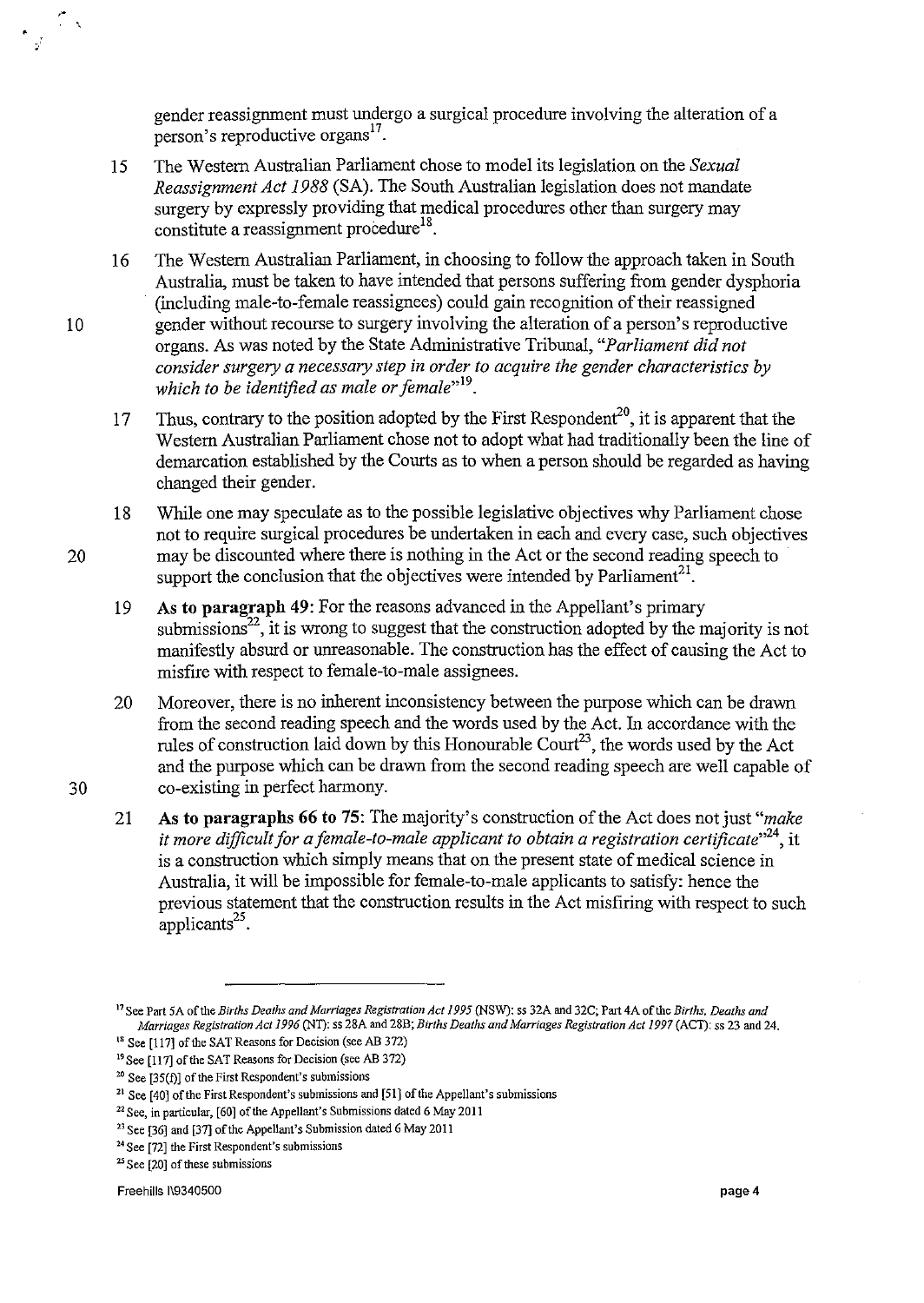gender reassignment must undergo a surgical procedure involving the alteration of a person's reproductive organs[17].

15 The Western Australian Parliament chose to model its legislation on the *Sexual Reassignment Act 1988* (SA). The South Australian legislation does not mandate surgery by expressly providing that medical procedures other than surgery may constitute a reassignment procedure[18].

16 The Western Australian Parliament, in choosing to follow the approach taken in South Australia, must be taken to have intended that persons suffering from gender dysphoria (including male-to-female reassignees) could gain recognition of their reassigned gender without recourse to surgery involving the alteration of a person's reproductive organs. As was noted by the State Administrative Tribunal, *"Parliament did not consider surgery a necessary step in order to acquire the gender characteristics by which to be identified as male or female"*[19].

17 Thus, contrary to the position adopted by the First Respondent[20], it is apparent that the Western Australian Parliament chose not to adopt what had traditionally been the line of demarcation established by the Courts as to when a person should be regarded as having changed their gender.

18 While one may speculate as to the possible legislative objectives why Parliament chose not to require surgical procedures be undertaken in each and every case, such objectives may be discounted where there is nothing in the Act or the second reading speech to support the conclusion that the objectives were intended by Parliament[21].

19 **As to paragraph 49**: For the reasons advanced in the Appellant's primary submissions[22], it is wrong to suggest that the construction adopted by the majority is not manifestly absurd or unreasonable. The construction has the effect of causing the Act to misfire with respect to female-to-male assignees.

20 Moreover, there is no inherent inconsistency between the purpose which can be drawn from the second reading speech and the words used by the Act. In accordance with the rules of construction laid down by this Honourable Court[23], the words used by the Act and the purpose which can be drawn from the second reading speech are well capable of co-existing in perfect harmony.

21 **As to paragraphs 66 to 75**: The majority's construction of the Act does not just *"make it more difficult for a female-to-male applicant to obtain a registration certificate"*[24], it is a construction which simply means that on the present state of medical science in Australia, it will be impossible for female-to-male applicants to satisfy: hence the previous statement that the construction results in the Act misfiring with respect to such applicants[25].

---

[17] See Part 5A of the *Births Deaths and Marriages Registration Act 1995* (NSW): ss 32A and 32C; Part 4A of the *Births, Deaths and Marriages Registration Act 1996* (NT): ss 28A and 28B; *Births Deaths and Marriages Registration Act 1997* (ACT): ss 23 and 24.

[18] See [117] of the SAT Reasons for Decision (see AB 372)

[19] See [117] of the SAT Reasons for Decision (see AB 372)

[20] See [35(f)] of the First Respondent's submissions

[21] See [40] of the First Respondent's submissions and [51] of the Appellant's submissions

[22] See, in particular, [60] of the Appellant's Submissions dated 6 May 2011

[23] See [36] and [37] of the Appellant's Submission dated 6 May 2011

[24] See [72] the First Respondent's submissions

[25] See [20] of these submissions

Freehills I\9340500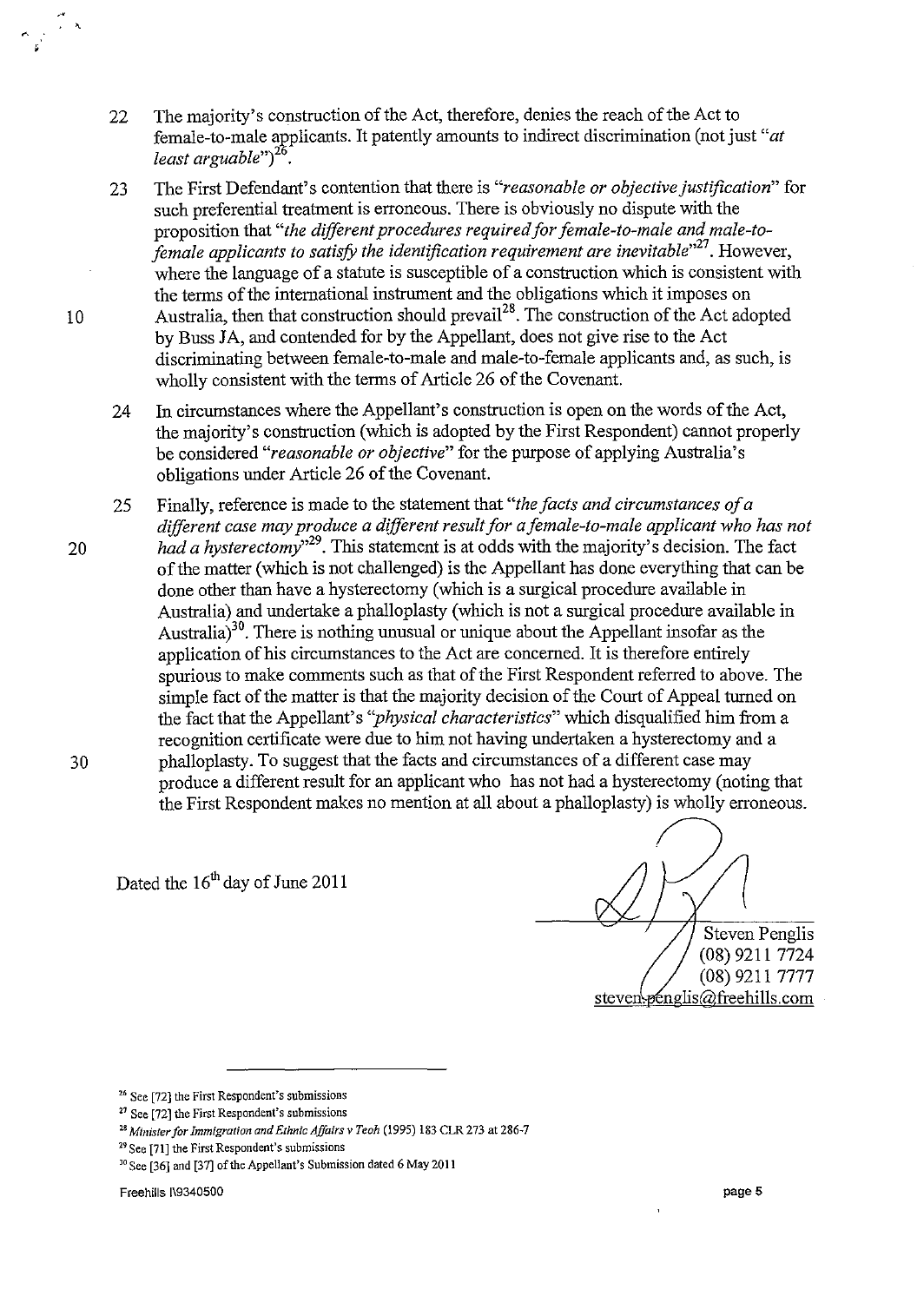22 The majority's construction of the Act, therefore, denies the reach of the Act to female-to-male applicants. It patently amounts to indirect discrimination (not just *"at least arguable"*)[26].

23 The First Defendant's contention that there is *"reasonable or objective justification"* for such preferential treatment is erroneous. There is obviously no dispute with the proposition that *"the different procedures required for female-to-male and male-to-female applicants to satisfy the identification requirement are inevitable"*[27]. However, where the language of a statute is susceptible of a construction which is consistent with the terms of the international instrument and the obligations which it imposes on Australia, then that construction should prevail[28]. The construction of the Act adopted by Buss JA, and contended for by the Appellant, does not give rise to the Act discriminating between female-to-male and male-to-female applicants and, as such, is wholly consistent with the terms of Article 26 of the Covenant.

24 In circumstances where the Appellant's construction is open on the words of the Act, the majority's construction (which is adopted by the First Respondent) cannot properly be considered *"reasonable or objective"* for the purpose of applying Australia's obligations under Article 26 of the Covenant.

25 Finally, reference is made to the statement that *"the facts and circumstances of a different case may produce a different result for a female-to-male applicant who has not had a hysterectomy"*[29]. This statement is at odds with the majority's decision. The fact of the matter (which is not challenged) is the Appellant has done everything that can be done other than have a hysterectomy (which is a surgical procedure available in Australia) and undertake a phalloplasty (which is not a surgical procedure available in Australia)[30]. There is nothing unusual or unique about the Appellant insofar as the application of his circumstances to the Act are concerned. It is therefore entirely spurious to make comments such as that of the First Respondent referred to above. The simple fact of the matter is that the majority decision of the Court of Appeal turned on the fact that the Appellant's *"physical characteristics"* which disqualified him from a recognition certificate were due to him not having undertaken a hysterectomy and a phalloplasty. To suggest that the facts and circumstances of a different case may produce a different result for an applicant who has not had a hysterectomy (noting that the First Respondent makes no mention at all about a phalloplasty) is wholly erroneous.

Dated the 16th day of June 2011

Steven Penglis
(08) 9211 7724
(08) 9211 7777
steven.penglis@freehills.com

---

[26] See [72] the First Respondent's submissions

[27] See [72] the First Respondent's submissions

[28] *Minister for Immigration and Ethnic Affairs v Teoh* (1995) 183 CLR 273 at 286-7

[29] See [71] the First Respondent's submissions

[30] See [36] and [37] of the Appellant's Submission dated 6 May 2011

Freehills I\9340500